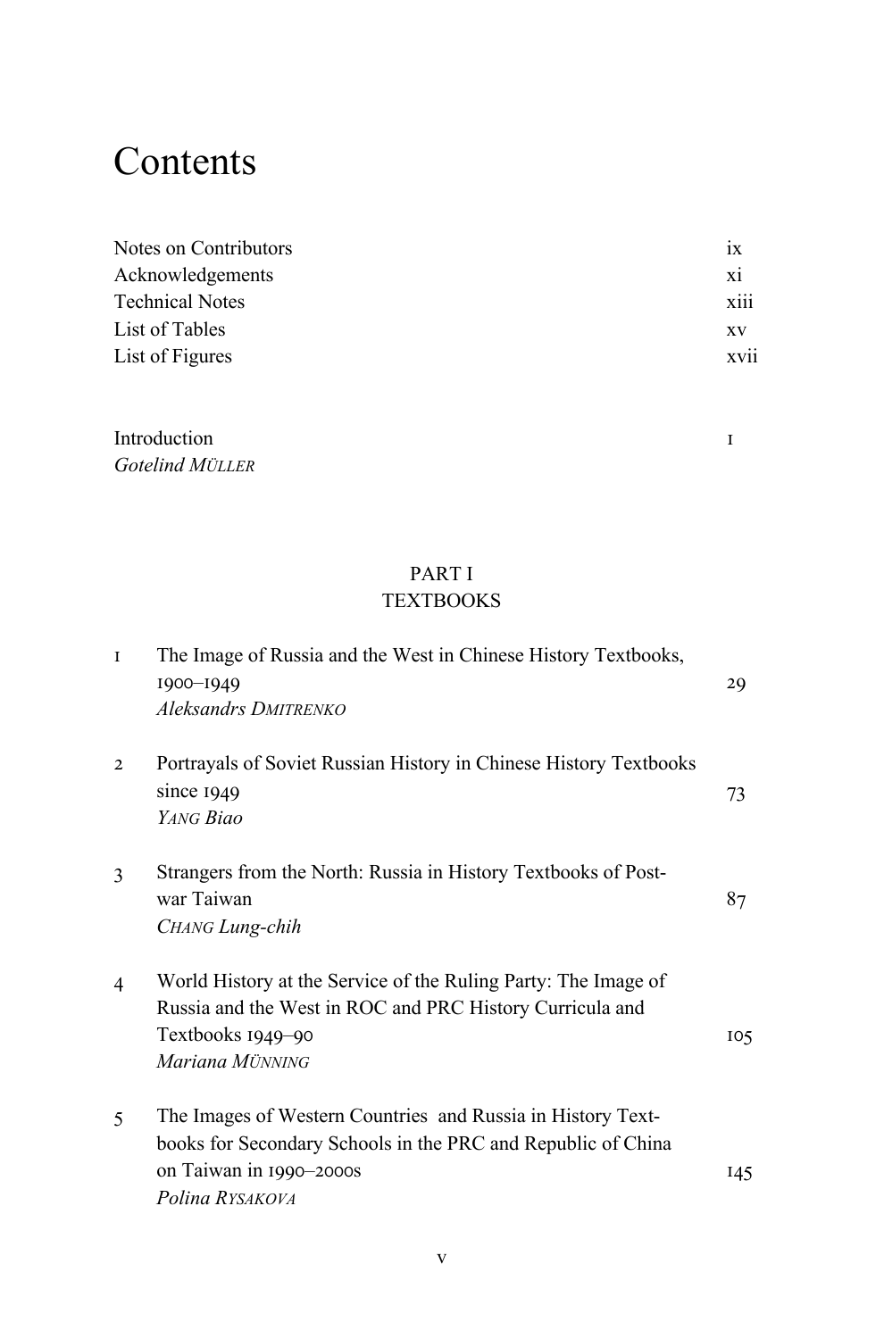# Contents

| | |
|---|---|
| Notes on Contributors | ix |
| Acknowledgements | xi |
| Technical Notes | xiii |
| List of Tables | xv |
| List of Figures | xvii |

Introduction — 1
*Gotelind MÜLLER*

## PART I
## TEXTBOOKS

1 The Image of Russia and the West in Chinese History Textbooks, 1900–1949 — 29
*Aleksandrs DMITRENKO*

2 Portrayals of Soviet Russian History in Chinese History Textbooks since 1949 — 73
*YANG Biao*

3 Strangers from the North: Russia in History Textbooks of Post-war Taiwan — 87
*CHANG Lung-chih*

4 World History at the Service of the Ruling Party: The Image of Russia and the West in ROC and PRC History Curricula and Textbooks 1949–90 — 105
*Mariana MÜNNING*

5 The Images of Western Countries and Russia in History Text-books for Secondary Schools in the PRC and Republic of China on Taiwan in 1990–2000s — 145
*Polina RYSAKOVA*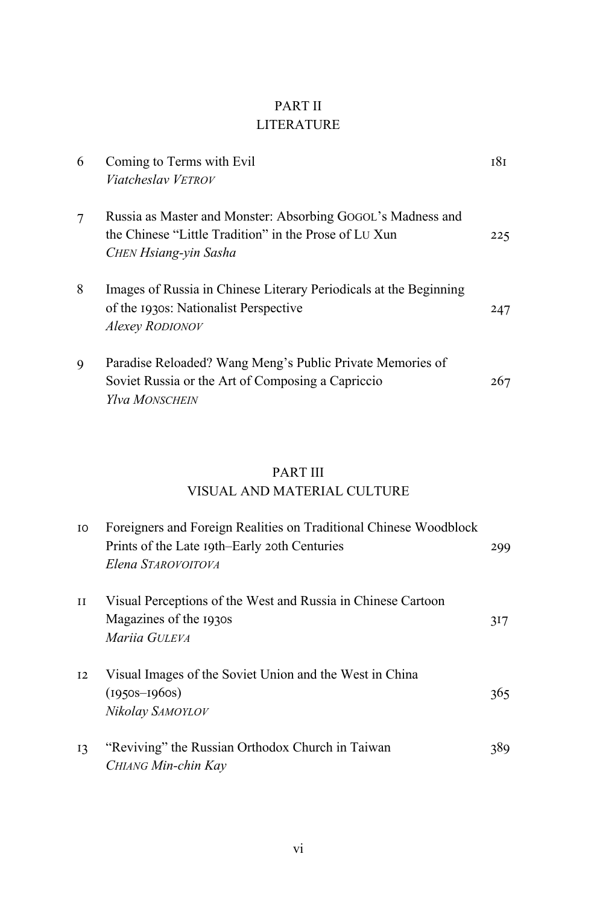## PART II
## LITERATURE

6 Coming to Terms with Evil — 181
*Viatcheslav VETROV*

7 Russia as Master and Monster: Absorbing GOGOL's Madness and the Chinese "Little Tradition" in the Prose of LU Xun — 225
*CHEN Hsiang-yin Sasha*

8 Images of Russia in Chinese Literary Periodicals at the Beginning of the 1930s: Nationalist Perspective — 247
*Alexey RODIONOV*

9 Paradise Reloaded? Wang Meng's Public Private Memories of Soviet Russia or the Art of Composing a Capriccio — 267
*Ylva MONSCHEIN*

## PART III
## VISUAL AND MATERIAL CULTURE

10 Foreigners and Foreign Realities on Traditional Chinese Woodblock Prints of the Late 19th–Early 20th Centuries — 299
*Elena STAROVOITOVA*

11 Visual Perceptions of the West and Russia in Chinese Cartoon Magazines of the 1930s — 317
*Mariia GULEVA*

12 Visual Images of the Soviet Union and the West in China (1950s–1960s) — 365
*Nikolay SAMOYLOV*

13 "Reviving" the Russian Orthodox Church in Taiwan — 389
*CHIANG Min-chin Kay*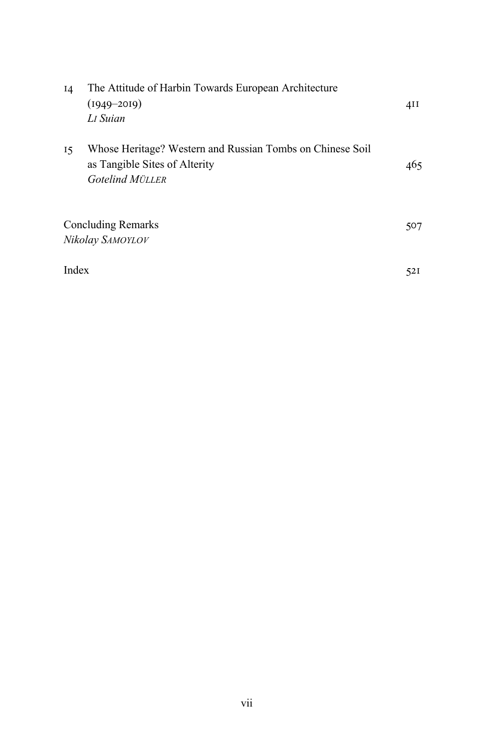14 The Attitude of Harbin Towards European Architecture (1949–2019) — 411
*Li Suian*

15 Whose Heritage? Western and Russian Tombs on Chinese Soil as Tangible Sites of Alterity — 465
*Gotelind Müller*

Concluding Remarks — 507
*Nikolay Samoylov*

Index — 521